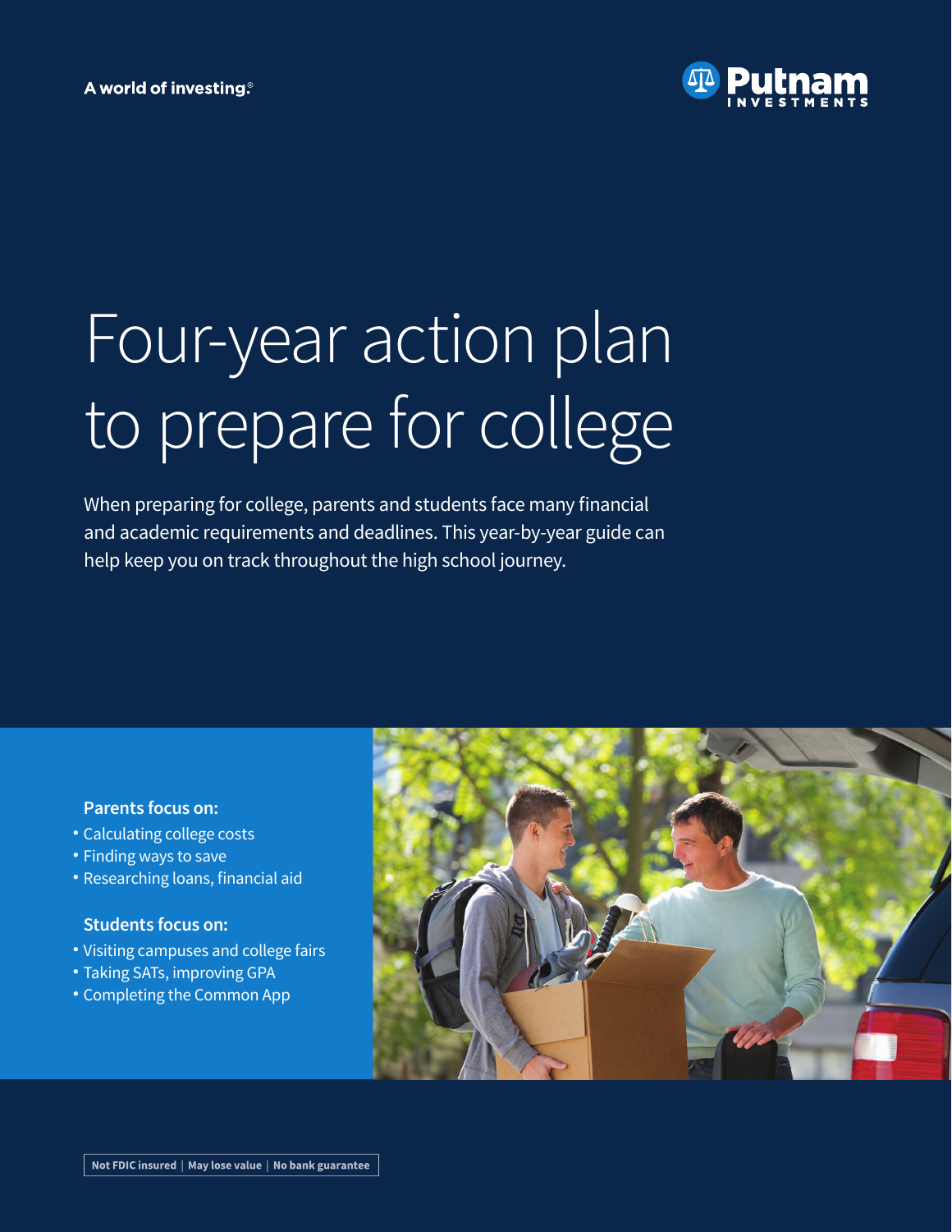A world of investing.®

Putnam INVESTMENTS

# Four-year action plan to prepare for college

When preparing for college, parents and students face many financial and academic requirements and deadlines. This year-by-year guide can help keep you on track throughout the high school journey.

**Parents focus on:**

- Calculating college costs
- Finding ways to save
- Researching loans, financial aid

**Students focus on:**

- Visiting campuses and college fairs
- Taking SATs, improving GPA
- Completing the Common App

Not FDIC insured | May lose value | No bank guarantee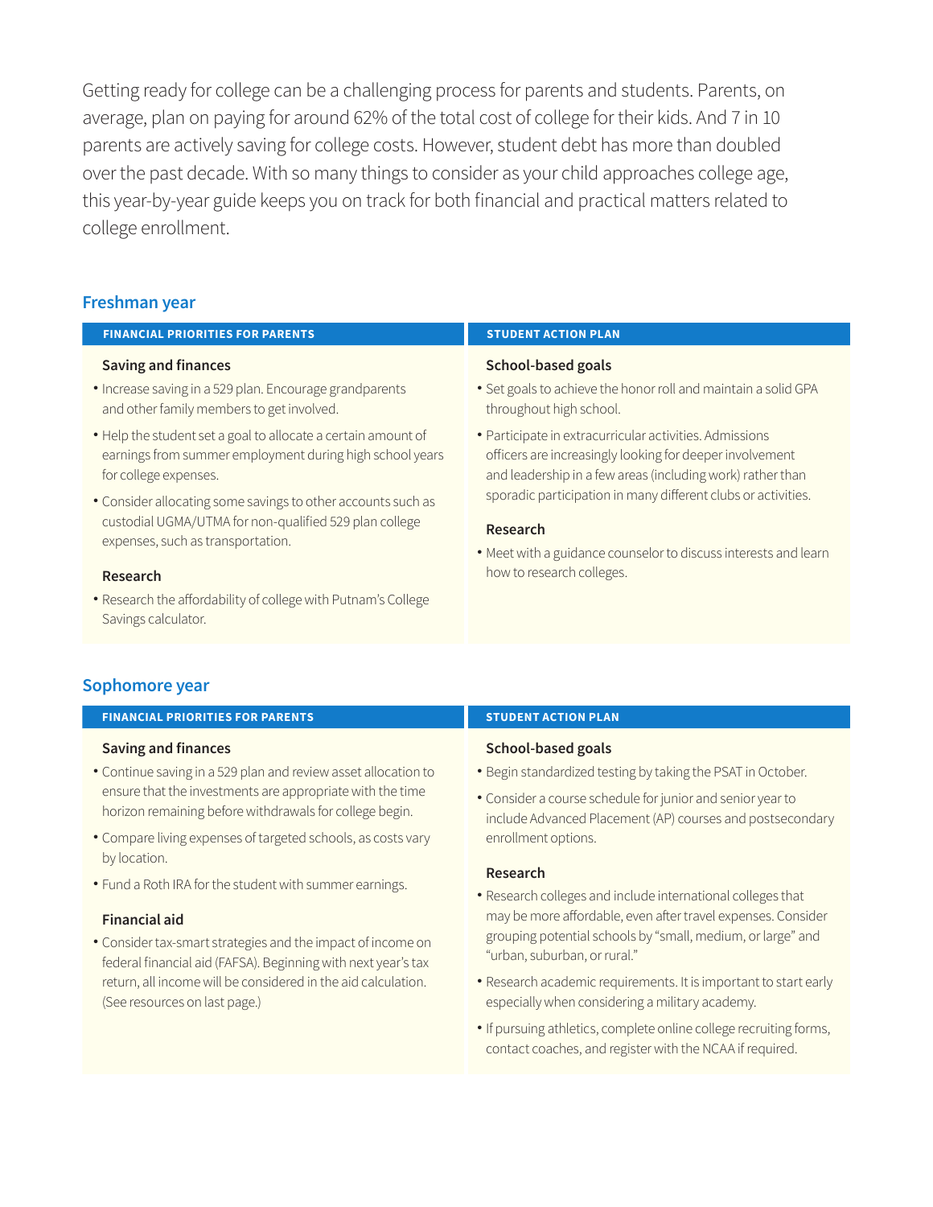Getting ready for college can be a challenging process for parents and students. Parents, on average, plan on paying for around 62% of the total cost of college for their kids. And 7 in 10 parents are actively saving for college costs. However, student debt has more than doubled over the past decade. With so many things to consider as your child approaches college age, this year-by-year guide keeps you on track for both financial and practical matters related to college enrollment.

## Freshman year

### FINANCIAL PRIORITIES FOR PARENTS

#### Saving and finances

- Increase saving in a 529 plan. Encourage grandparents and other family members to get involved.
- Help the student set a goal to allocate a certain amount of earnings from summer employment during high school years for college expenses.
- Consider allocating some savings to other accounts such as custodial UGMA/UTMA for non-qualified 529 plan college expenses, such as transportation.

#### Research

- Research the affordability of college with Putnam's College Savings calculator.

### STUDENT ACTION PLAN

#### School-based goals

- Set goals to achieve the honor roll and maintain a solid GPA throughout high school.
- Participate in extracurricular activities. Admissions officers are increasingly looking for deeper involvement and leadership in a few areas (including work) rather than sporadic participation in many different clubs or activities.

#### Research

- Meet with a guidance counselor to discuss interests and learn how to research colleges.

## Sophomore year

### FINANCIAL PRIORITIES FOR PARENTS

#### Saving and finances

- Continue saving in a 529 plan and review asset allocation to ensure that the investments are appropriate with the time horizon remaining before withdrawals for college begin.
- Compare living expenses of targeted schools, as costs vary by location.
- Fund a Roth IRA for the student with summer earnings.

#### Financial aid

- Consider tax-smart strategies and the impact of income on federal financial aid (FAFSA). Beginning with next year's tax return, all income will be considered in the aid calculation. (See resources on last page.)

### STUDENT ACTION PLAN

#### School-based goals

- Begin standardized testing by taking the PSAT in October.
- Consider a course schedule for junior and senior year to include Advanced Placement (AP) courses and postsecondary enrollment options.

#### Research

- Research colleges and include international colleges that may be more affordable, even after travel expenses. Consider grouping potential schools by "small, medium, or large" and "urban, suburban, or rural."
- Research academic requirements. It is important to start early especially when considering a military academy.
- If pursuing athletics, complete online college recruiting forms, contact coaches, and register with the NCAA if required.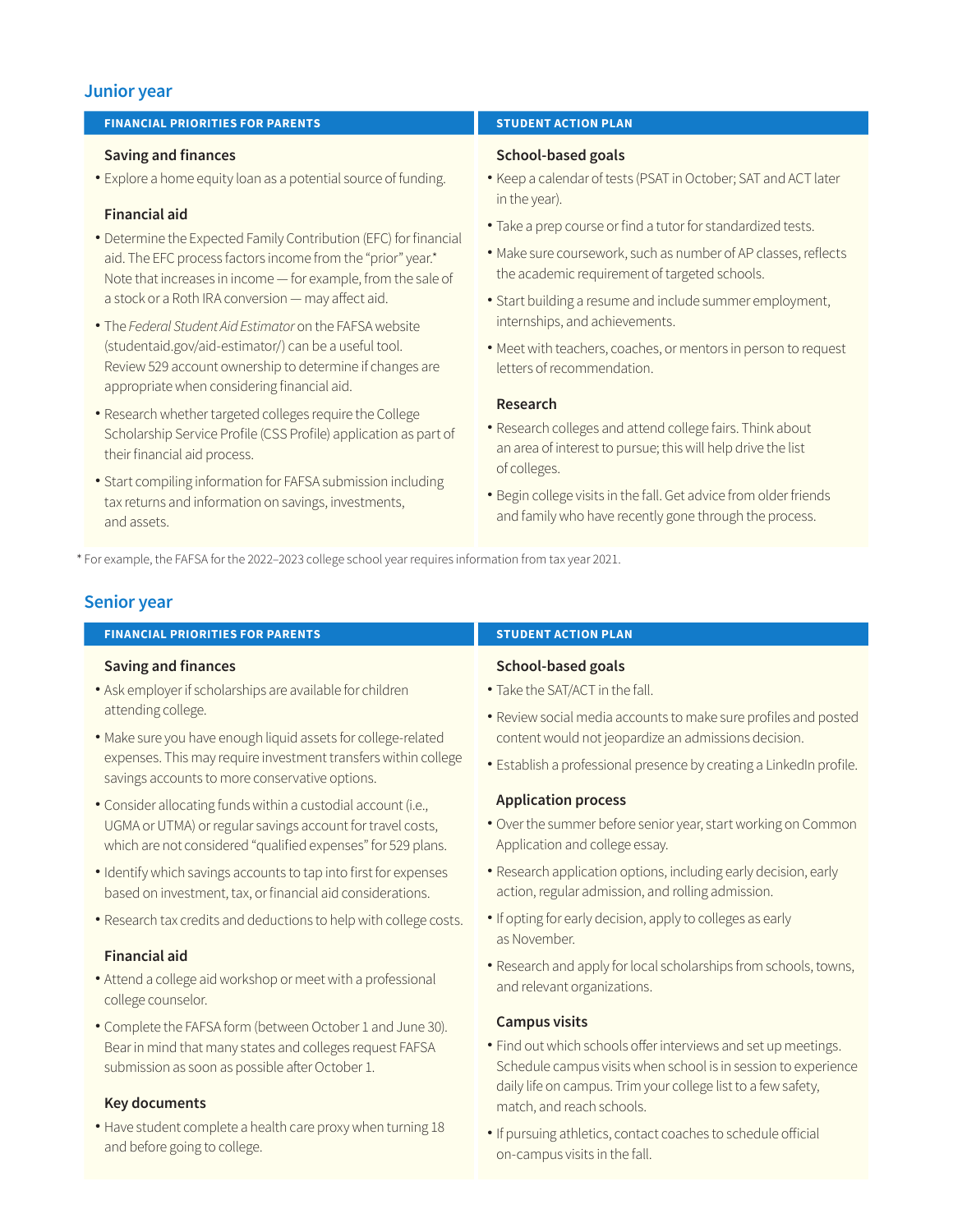## Junior year

### FINANCIAL PRIORITIES FOR PARENTS

#### Saving and finances

- Explore a home equity loan as a potential source of funding.

#### Financial aid

- Determine the Expected Family Contribution (EFC) for financial aid. The EFC process factors income from the "prior" year.* Note that increases in income — for example, from the sale of a stock or a Roth IRA conversion — may affect aid.
- The *Federal Student Aid Estimator* on the FAFSA website (studentaid.gov/aid-estimator/) can be a useful tool. Review 529 account ownership to determine if changes are appropriate when considering financial aid.
- Research whether targeted colleges require the College Scholarship Service Profile (CSS Profile) application as part of their financial aid process.
- Start compiling information for FAFSA submission including tax returns and information on savings, investments, and assets.

### STUDENT ACTION PLAN

#### School-based goals

- Keep a calendar of tests (PSAT in October; SAT and ACT later in the year).
- Take a prep course or find a tutor for standardized tests.
- Make sure coursework, such as number of AP classes, reflects the academic requirement of targeted schools.
- Start building a resume and include summer employment, internships, and achievements.
- Meet with teachers, coaches, or mentors in person to request letters of recommendation.

#### Research

- Research colleges and attend college fairs. Think about an area of interest to pursue; this will help drive the list of colleges.
- Begin college visits in the fall. Get advice from older friends and family who have recently gone through the process.

* For example, the FAFSA for the 2022–2023 college school year requires information from tax year 2021.

## Senior year

### FINANCIAL PRIORITIES FOR PARENTS

#### Saving and finances

- Ask employer if scholarships are available for children attending college.
- Make sure you have enough liquid assets for college-related expenses. This may require investment transfers within college savings accounts to more conservative options.
- Consider allocating funds within a custodial account (i.e., UGMA or UTMA) or regular savings account for travel costs, which are not considered "qualified expenses" for 529 plans.
- Identify which savings accounts to tap into first for expenses based on investment, tax, or financial aid considerations.
- Research tax credits and deductions to help with college costs.

#### Financial aid

- Attend a college aid workshop or meet with a professional college counselor.
- Complete the FAFSA form (between October 1 and June 30). Bear in mind that many states and colleges request FAFSA submission as soon as possible after October 1.

#### Key documents

- Have student complete a health care proxy when turning 18 and before going to college.

### STUDENT ACTION PLAN

#### School-based goals

- Take the SAT/ACT in the fall.
- Review social media accounts to make sure profiles and posted content would not jeopardize an admissions decision.
- Establish a professional presence by creating a LinkedIn profile.

#### Application process

- Over the summer before senior year, start working on Common Application and college essay.
- Research application options, including early decision, early action, regular admission, and rolling admission.
- If opting for early decision, apply to colleges as early as November.
- Research and apply for local scholarships from schools, towns, and relevant organizations.

#### Campus visits

- Find out which schools offer interviews and set up meetings. Schedule campus visits when school is in session to experience daily life on campus. Trim your college list to a few safety, match, and reach schools.
- If pursuing athletics, contact coaches to schedule official on-campus visits in the fall.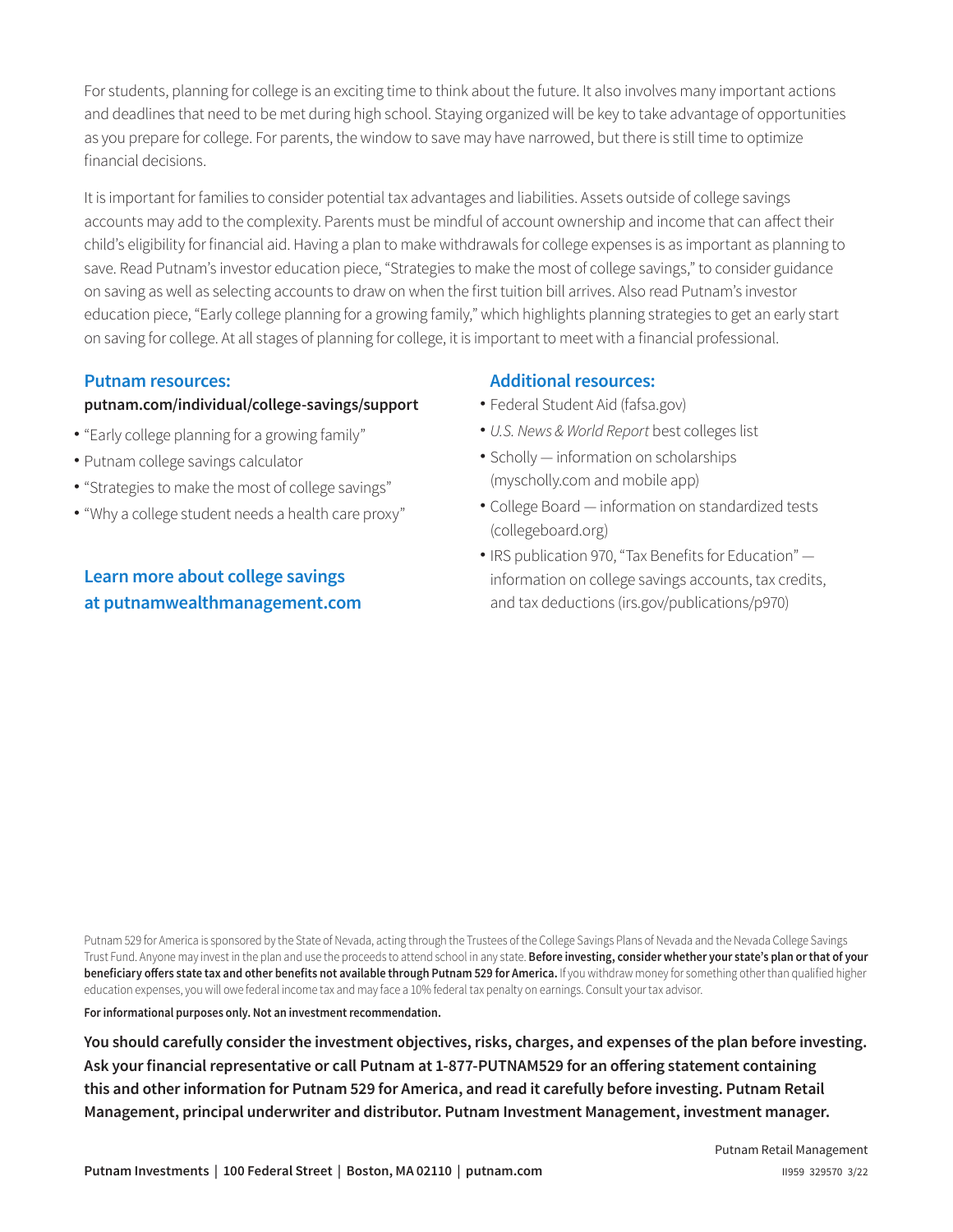For students, planning for college is an exciting time to think about the future. It also involves many important actions and deadlines that need to be met during high school. Staying organized will be key to take advantage of opportunities as you prepare for college. For parents, the window to save may have narrowed, but there is still time to optimize financial decisions.

It is important for families to consider potential tax advantages and liabilities. Assets outside of college savings accounts may add to the complexity. Parents must be mindful of account ownership and income that can affect their child's eligibility for financial aid. Having a plan to make withdrawals for college expenses is as important as planning to save. Read Putnam's investor education piece, "Strategies to make the most of college savings," to consider guidance on saving as well as selecting accounts to draw on when the first tuition bill arrives. Also read Putnam's investor education piece, "Early college planning for a growing family," which highlights planning strategies to get an early start on saving for college. At all stages of planning for college, it is important to meet with a financial professional.

### Putnam resources:

**putnam.com/individual/college-savings/support**

- "Early college planning for a growing family"
- Putnam college savings calculator
- "Strategies to make the most of college savings"
- "Why a college student needs a health care proxy"

**Learn more about college savings at putnamwealthmanagement.com**

### Additional resources:

- Federal Student Aid (fafsa.gov)
- *U.S. News & World Report* best colleges list
- Scholly — information on scholarships (myscholly.com and mobile app)
- College Board — information on standardized tests (collegeboard.org)
- IRS publication 970, "Tax Benefits for Education" — information on college savings accounts, tax credits, and tax deductions (irs.gov/publications/p970)

Putnam 529 for America is sponsored by the State of Nevada, acting through the Trustees of the College Savings Plans of Nevada and the Nevada College Savings Trust Fund. Anyone may invest in the plan and use the proceeds to attend school in any state. **Before investing, consider whether your state's plan or that of your beneficiary offers state tax and other benefits not available through Putnam 529 for America.** If you withdraw money for something other than qualified higher education expenses, you will owe federal income tax and may face a 10% federal tax penalty on earnings. Consult your tax advisor.

**For informational purposes only. Not an investment recommendation.**

**You should carefully consider the investment objectives, risks, charges, and expenses of the plan before investing. Ask your financial representative or call Putnam at 1-877-PUTNAM529 for an offering statement containing this and other information for Putnam 529 for America, and read it carefully before investing. Putnam Retail Management, principal underwriter and distributor. Putnam Investment Management, investment manager.**

Putnam Retail Management

**Putnam Investments | 100 Federal Street | Boston, MA 02110 | putnam.com**

II959 329570 3/22